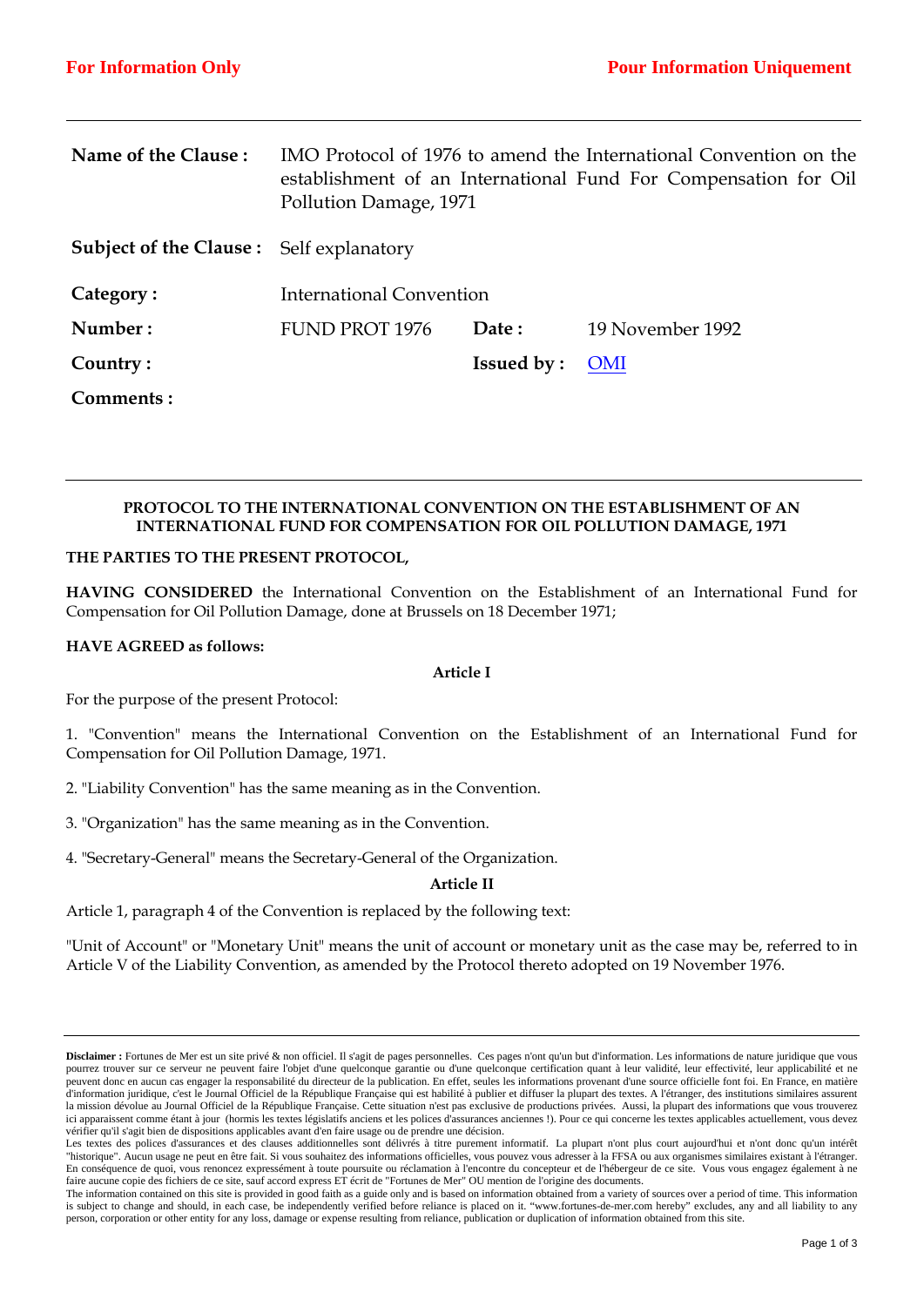**For Information Only** **Pour Information Uniquement**

| | | | |
|---|---|---|---|
| **Name of the Clause :** | IMO Protocol of 1976 to amend the International Convention on the establishment of an International Fund For Compensation for Oil Pollution Damage, 1971 | | |
| **Subject of the Clause :** | Self explanatory | | |
| **Category :** | International Convention | | |
| **Number :** | FUND PROT 1976 | **Date :** | 19 November 1992 |
| **Country :** | | **Issued by :** | OMI |
| **Comments :** | | | |

## PROTOCOL TO THE INTERNATIONAL CONVENTION ON THE ESTABLISHMENT OF AN INTERNATIONAL FUND FOR COMPENSATION FOR OIL POLLUTION DAMAGE, 1971

**THE PARTIES TO THE PRESENT PROTOCOL,**

**HAVING CONSIDERED** the International Convention on the Establishment of an International Fund for Compensation for Oil Pollution Damage, done at Brussels on 18 December 1971;

**HAVE AGREED as follows:**

### Article I

For the purpose of the present Protocol:

1. "Convention" means the International Convention on the Establishment of an International Fund for Compensation for Oil Pollution Damage, 1971.

2. "Liability Convention" has the same meaning as in the Convention.

3. "Organization" has the same meaning as in the Convention.

4. "Secretary-General" means the Secretary-General of the Organization.

### Article II

Article 1, paragraph 4 of the Convention is replaced by the following text:

"Unit of Account" or "Monetary Unit" means the unit of account or monetary unit as the case may be, referred to in Article V of the Liability Convention, as amended by the Protocol thereto adopted on 19 November 1976.

---

**Disclaimer :** Fortunes de Mer est un site privé & non officiel. Il s'agit de pages personnelles. Ces pages n'ont qu'un but d'information. Les informations de nature juridique que vous pourrez trouver sur ce serveur ne peuvent faire l'objet d'une quelconque garantie ou d'une quelconque certification quant à leur validité, leur effectivité, leur applicabilité et ne peuvent donc en aucun cas engager la responsabilité du directeur de la publication. En effet, seules les informations provenant d'une source officielle font foi. En France, en matière d'information juridique, c'est le Journal Officiel de la République Française qui est habilité à publier et diffuser la plupart des textes. A l'étranger, des institutions similaires assurent la mission dévolue au Journal Officiel de la République Française. Cette situation n'est pas exclusive de productions privées. Aussi, la plupart des informations que vous trouverez ici apparaissent comme étant à jour (hormis les textes législatifs anciens et les polices d'assurances anciennes !). Pour ce qui concerne les textes applicables actuellement, vous devez vérifier qu'il s'agit bien de dispositions applicables avant d'en faire usage ou de prendre une décision.
Les textes des polices d'assurances et des clauses additionnelles sont délivrés à titre purement informatif. La plupart n'ont plus court aujourd'hui et n'ont donc qu'un intérêt "historique". Aucun usage ne peut en être fait. Si vous souhaitez des informations officielles, vous pouvez vous adresser à la FFSA ou aux organismes similaires existant à l'étranger. En conséquence de quoi, vous renoncez expressément à toute poursuite ou réclamation à l'encontre du concepteur et de l'hébergeur de ce site. Vous vous engagez également à ne faire aucune copie des fichiers de ce site, sauf accord express ET écrit de "Fortunes de Mer" OU mention de l'origine des documents.
The information contained on this site is provided in good faith as a guide only and is based on information obtained from a variety of sources over a period of time. This information is subject to change and should, in each case, be independently verified before reliance is placed on it. "www.fortunes-de-mer.com hereby" excludes, any and all liability to any person, corporation or other entity for any loss, damage or expense resulting from reliance, publication or duplication of information obtained from this site.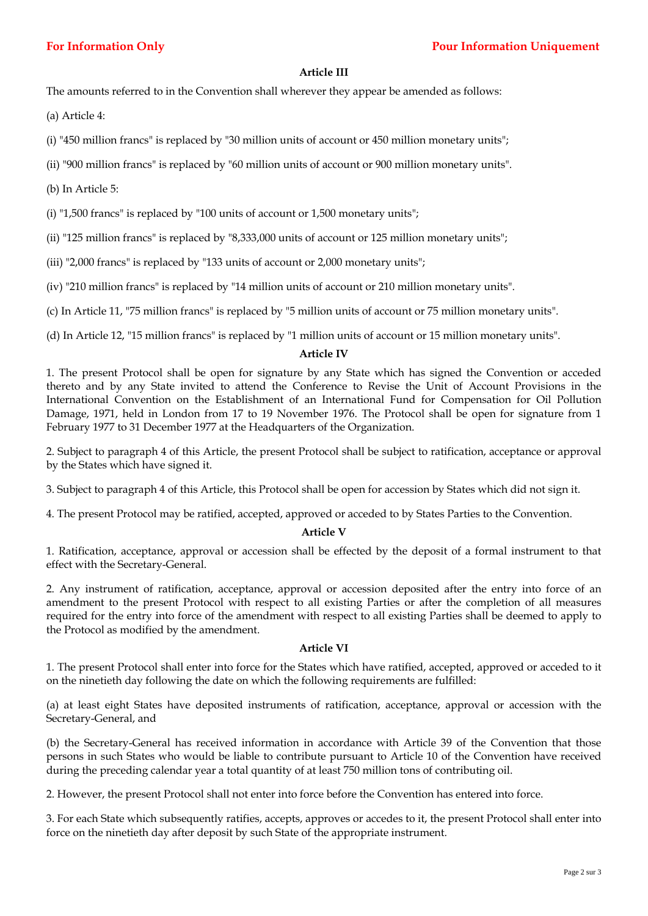### Article III

The amounts referred to in the Convention shall wherever they appear be amended as follows:

(a) Article 4:

(i) "450 million francs" is replaced by "30 million units of account or 450 million monetary units";

(ii) "900 million francs" is replaced by "60 million units of account or 900 million monetary units".

(b) In Article 5:

(i) "1,500 francs" is replaced by "100 units of account or 1,500 monetary units";

(ii) "125 million francs" is replaced by "8,333,000 units of account or 125 million monetary units";

(iii) "2,000 francs" is replaced by "133 units of account or 2,000 monetary units";

(iv) "210 million francs" is replaced by "14 million units of account or 210 million monetary units".

(c) In Article 11, "75 million francs" is replaced by "5 million units of account or 75 million monetary units".

(d) In Article 12, "15 million francs" is replaced by "1 million units of account or 15 million monetary units".

### Article IV

1. The present Protocol shall be open for signature by any State which has signed the Convention or acceded thereto and by any State invited to attend the Conference to Revise the Unit of Account Provisions in the International Convention on the Establishment of an International Fund for Compensation for Oil Pollution Damage, 1971, held in London from 17 to 19 November 1976. The Protocol shall be open for signature from 1 February 1977 to 31 December 1977 at the Headquarters of the Organization.

2. Subject to paragraph 4 of this Article, the present Protocol shall be subject to ratification, acceptance or approval by the States which have signed it.

3. Subject to paragraph 4 of this Article, this Protocol shall be open for accession by States which did not sign it.

4. The present Protocol may be ratified, accepted, approved or acceded to by States Parties to the Convention.

### Article V

1. Ratification, acceptance, approval or accession shall be effected by the deposit of a formal instrument to that effect with the Secretary-General.

2. Any instrument of ratification, acceptance, approval or accession deposited after the entry into force of an amendment to the present Protocol with respect to all existing Parties or after the completion of all measures required for the entry into force of the amendment with respect to all existing Parties shall be deemed to apply to the Protocol as modified by the amendment.

### Article VI

1. The present Protocol shall enter into force for the States which have ratified, accepted, approved or acceded to it on the ninetieth day following the date on which the following requirements are fulfilled:

(a) at least eight States have deposited instruments of ratification, acceptance, approval or accession with the Secretary-General, and

(b) the Secretary-General has received information in accordance with Article 39 of the Convention that those persons in such States who would be liable to contribute pursuant to Article 10 of the Convention have received during the preceding calendar year a total quantity of at least 750 million tons of contributing oil.

2. However, the present Protocol shall not enter into force before the Convention has entered into force.

3. For each State which subsequently ratifies, accepts, approves or accedes to it, the present Protocol shall enter into force on the ninetieth day after deposit by such State of the appropriate instrument.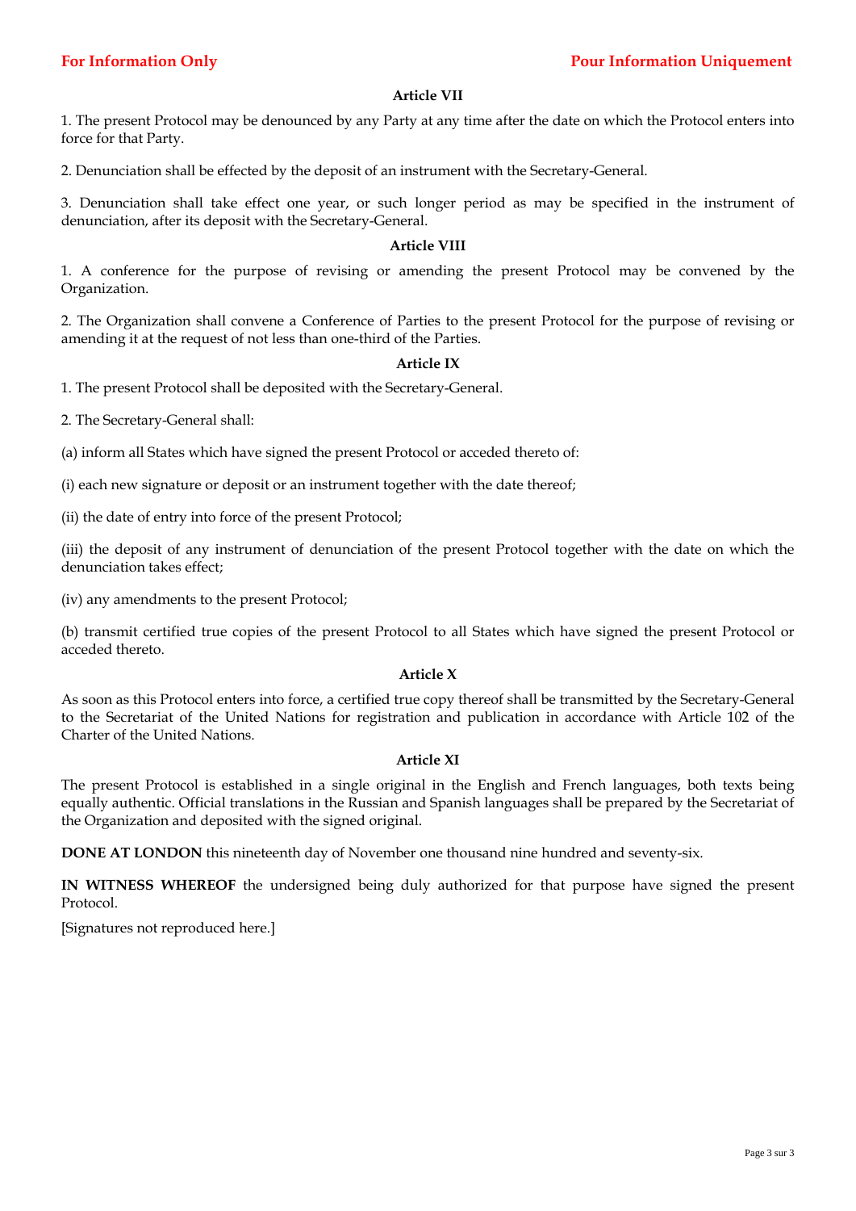### Article VII

1. The present Protocol may be denounced by any Party at any time after the date on which the Protocol enters into force for that Party.

2. Denunciation shall be effected by the deposit of an instrument with the Secretary-General.

3. Denunciation shall take effect one year, or such longer period as may be specified in the instrument of denunciation, after its deposit with the Secretary-General.

### Article VIII

1. A conference for the purpose of revising or amending the present Protocol may be convened by the Organization.

2. The Organization shall convene a Conference of Parties to the present Protocol for the purpose of revising or amending it at the request of not less than one-third of the Parties.

### Article IX

1. The present Protocol shall be deposited with the Secretary-General.

2. The Secretary-General shall:

(a) inform all States which have signed the present Protocol or acceded thereto of:

(i) each new signature or deposit or an instrument together with the date thereof;

(ii) the date of entry into force of the present Protocol;

(iii) the deposit of any instrument of denunciation of the present Protocol together with the date on which the denunciation takes effect;

(iv) any amendments to the present Protocol;

(b) transmit certified true copies of the present Protocol to all States which have signed the present Protocol or acceded thereto.

### Article X

As soon as this Protocol enters into force, a certified true copy thereof shall be transmitted by the Secretary-General to the Secretariat of the United Nations for registration and publication in accordance with Article 102 of the Charter of the United Nations.

### Article XI

The present Protocol is established in a single original in the English and French languages, both texts being equally authentic. Official translations in the Russian and Spanish languages shall be prepared by the Secretariat of the Organization and deposited with the signed original.

**DONE AT LONDON** this nineteenth day of November one thousand nine hundred and seventy-six.

**IN WITNESS WHEREOF** the undersigned being duly authorized for that purpose have signed the present Protocol.

[Signatures not reproduced here.]